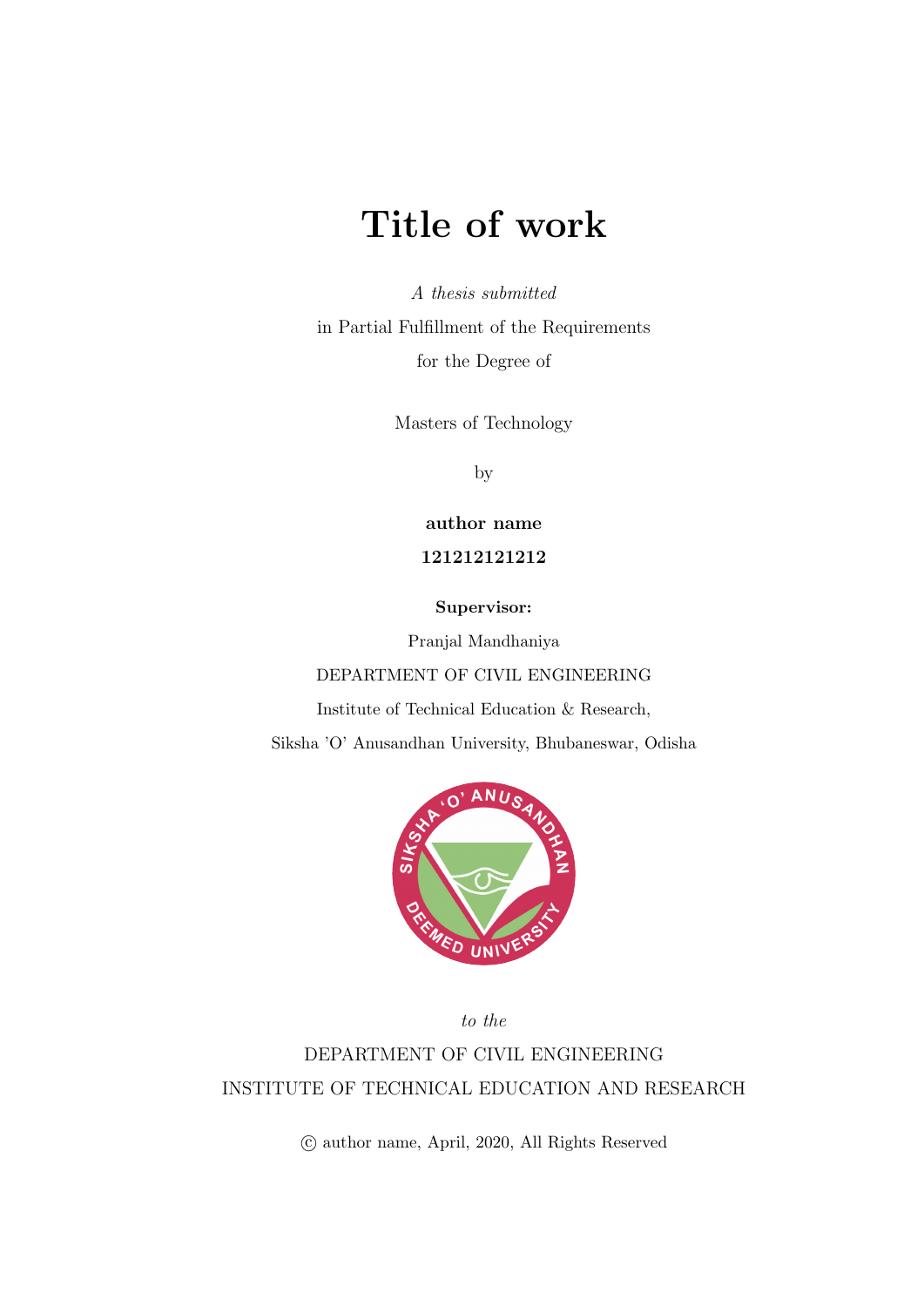# Title of work

*A thesis submitted*

in Partial Fulfillment of the Requirements

for the Degree of

Masters of Technology

by

**author name**

**121212121212**

**Supervisor:**

Pranjal Mandhaniya

DEPARTMENT OF CIVIL ENGINEERING

Institute of Technical Education & Research,

Siksha 'O' Anusandhan University, Bhubaneswar, Odisha

*to the*

DEPARTMENT OF CIVIL ENGINEERING

INSTITUTE OF TECHNICAL EDUCATION AND RESEARCH

© author name, April, 2020, All Rights Reserved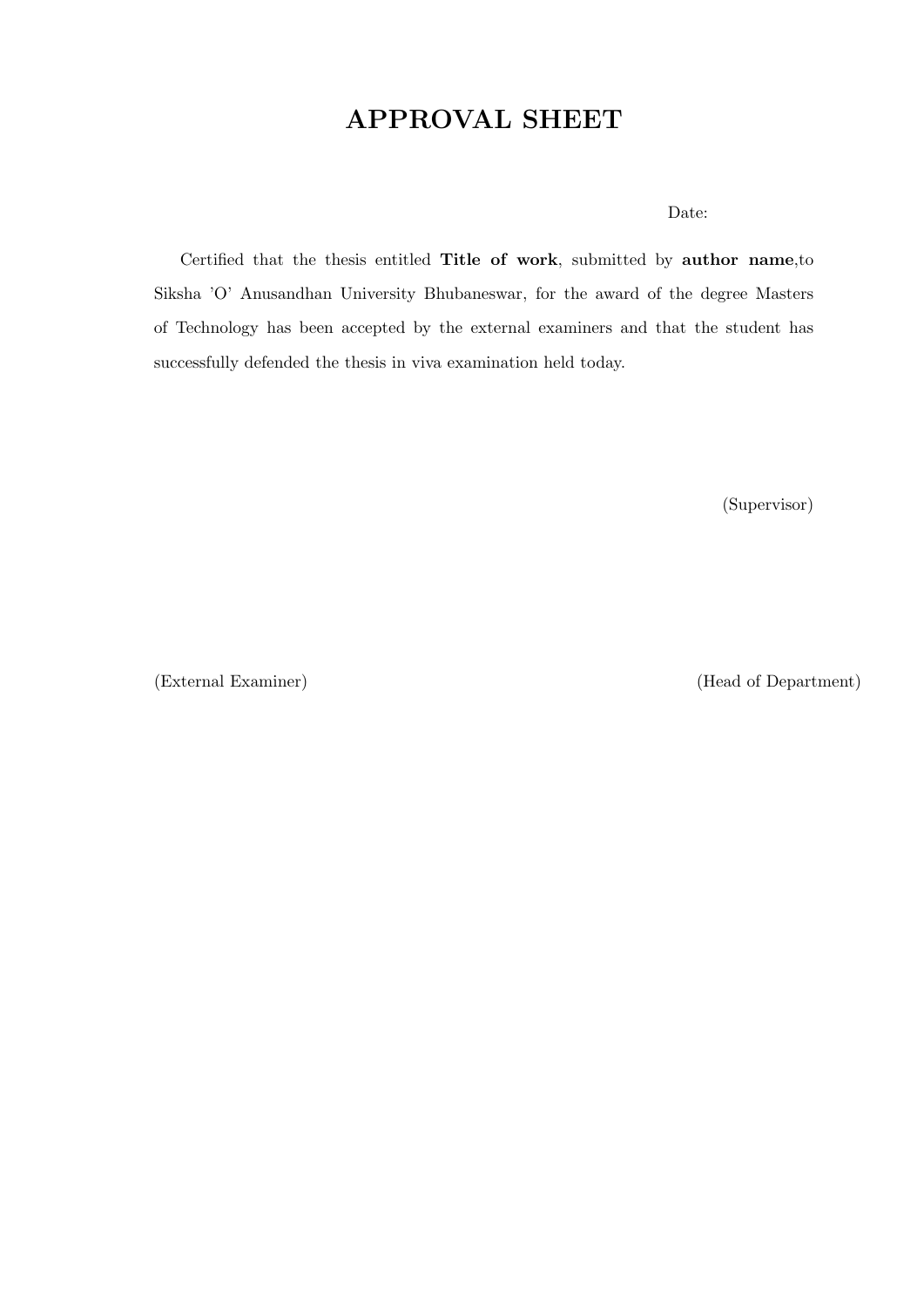# APPROVAL SHEET

Date:

Certified that the thesis entitled **Title of work**, submitted by **author name**,to Siksha 'O' Anusandhan University Bhubaneswar, for the award of the degree Masters of Technology has been accepted by the external examiners and that the student has successfully defended the thesis in viva examination held today.

(Supervisor)

(External Examiner)

(Head of Department)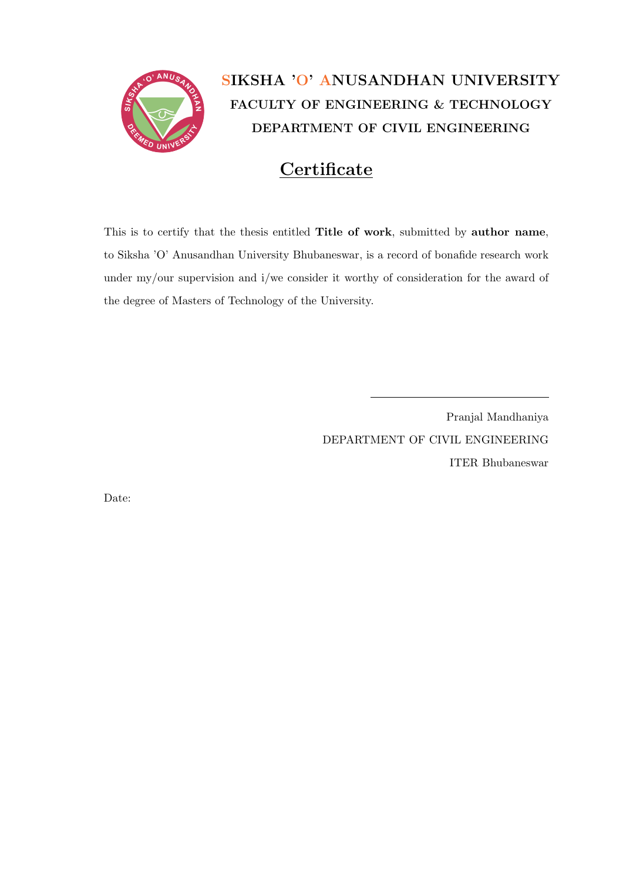**SIKSHA 'O' ANUSANDHAN UNIVERSITY**

**FACULTY OF ENGINEERING & TECHNOLOGY**

**DEPARTMENT OF CIVIL ENGINEERING**

# Certificate

This is to certify that the thesis entitled **Title of work**, submitted by **author name**, to Siksha 'O' Anusandhan University Bhubaneswar, is a record of bonafide research work under my/our supervision and i/we consider it worthy of consideration for the award of the degree of Masters of Technology of the University.

Pranjal Mandhaniya
DEPARTMENT OF CIVIL ENGINEERING
ITER Bhubaneswar

Date: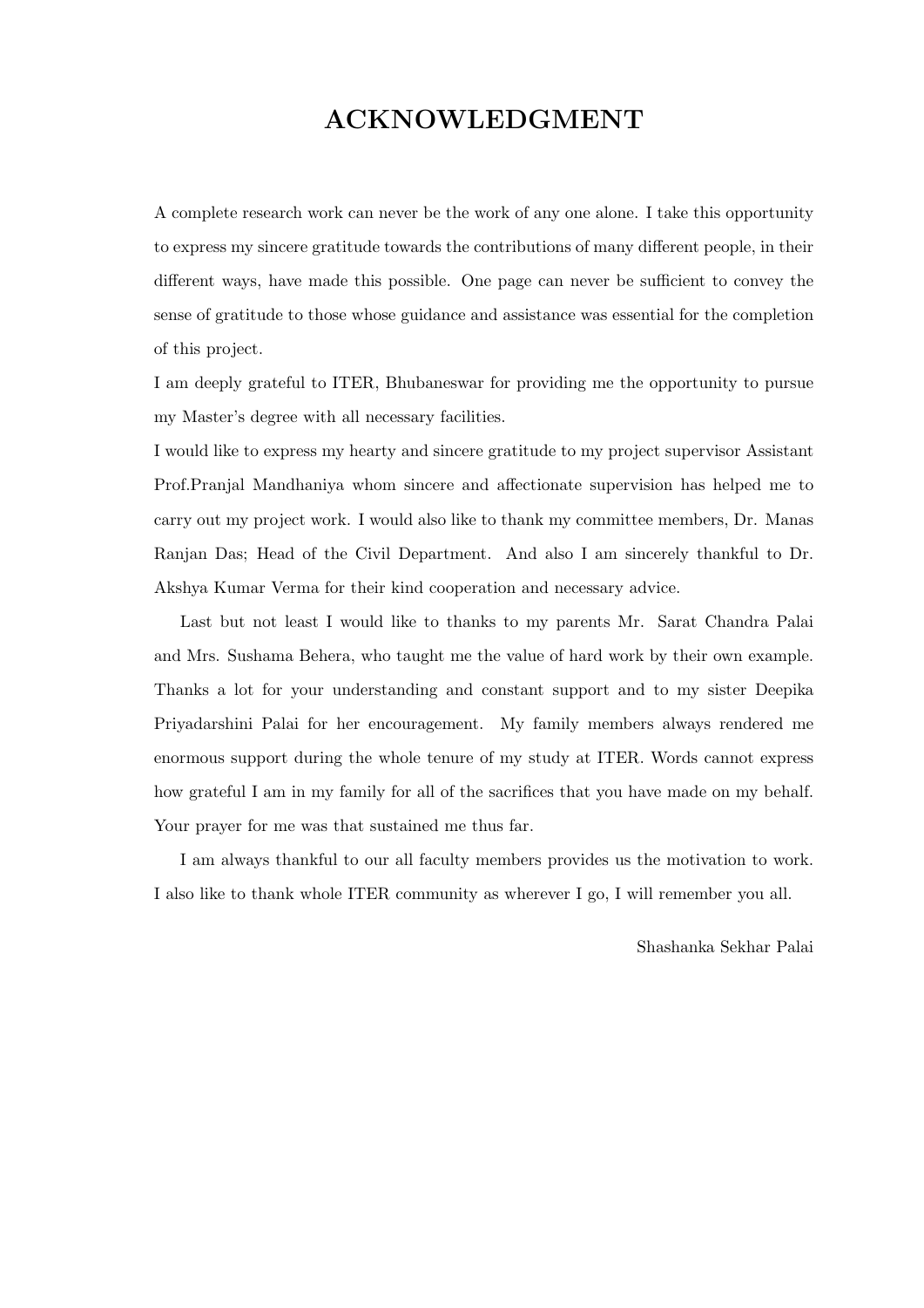# ACKNOWLEDGMENT

A complete research work can never be the work of any one alone. I take this opportunity to express my sincere gratitude towards the contributions of many different people, in their different ways, have made this possible. One page can never be sufficient to convey the sense of gratitude to those whose guidance and assistance was essential for the completion of this project.

I am deeply grateful to ITER, Bhubaneswar for providing me the opportunity to pursue my Master's degree with all necessary facilities.

I would like to express my hearty and sincere gratitude to my project supervisor Assistant Prof.Pranjal Mandhaniya whom sincere and affectionate supervision has helped me to carry out my project work. I would also like to thank my committee members, Dr. Manas Ranjan Das; Head of the Civil Department. And also I am sincerely thankful to Dr. Akshya Kumar Verma for their kind cooperation and necessary advice.

Last but not least I would like to thanks to my parents Mr. Sarat Chandra Palai and Mrs. Sushama Behera, who taught me the value of hard work by their own example. Thanks a lot for your understanding and constant support and to my sister Deepika Priyadarshini Palai for her encouragement. My family members always rendered me enormous support during the whole tenure of my study at ITER. Words cannot express how grateful I am in my family for all of the sacrifices that you have made on my behalf. Your prayer for me was that sustained me thus far.

I am always thankful to our all faculty members provides us the motivation to work. I also like to thank whole ITER community as wherever I go, I will remember you all.

Shashanka Sekhar Palai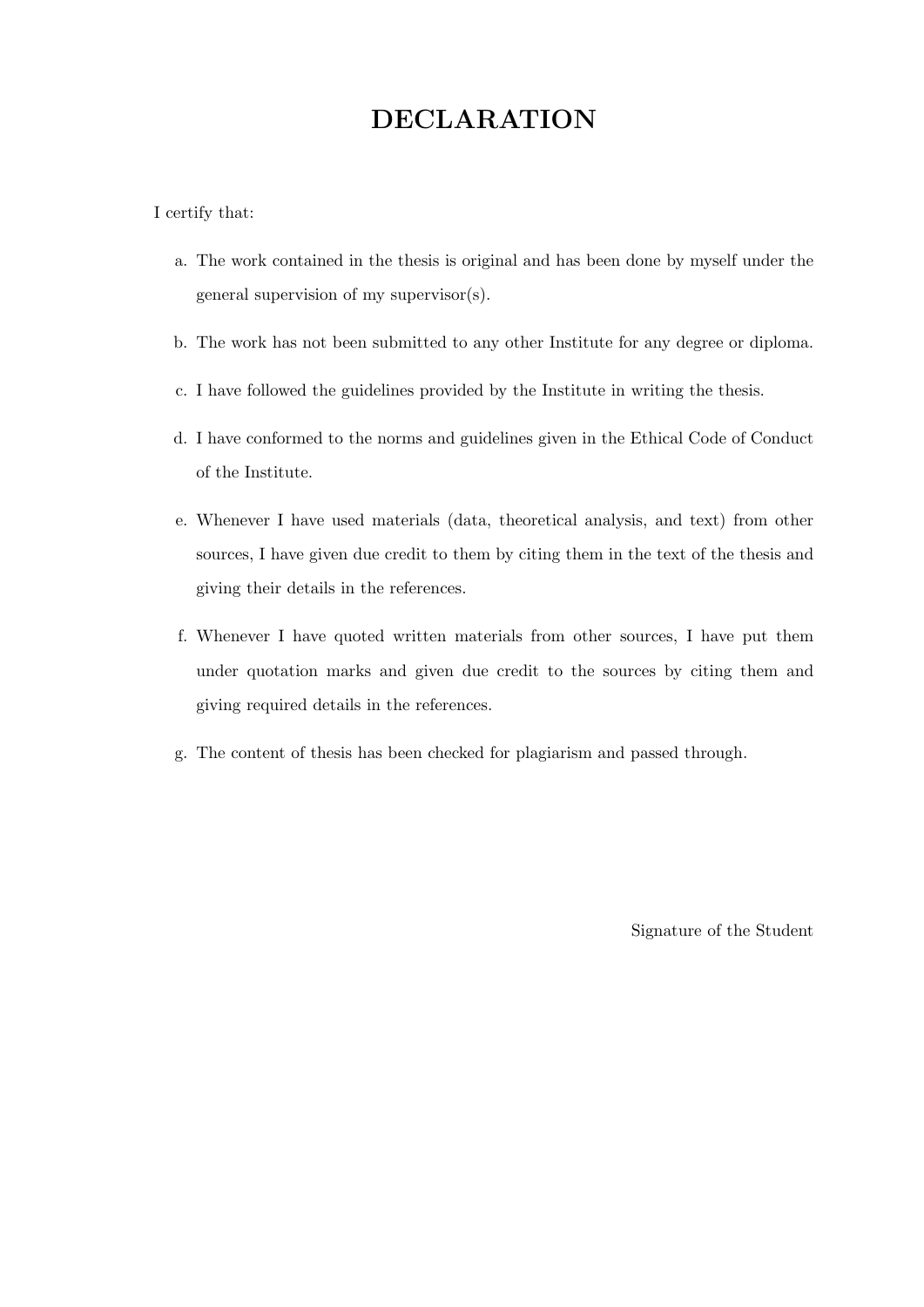# DECLARATION

I certify that:

a. The work contained in the thesis is original and has been done by myself under the general supervision of my supervisor(s).

b. The work has not been submitted to any other Institute for any degree or diploma.

c. I have followed the guidelines provided by the Institute in writing the thesis.

d. I have conformed to the norms and guidelines given in the Ethical Code of Conduct of the Institute.

e. Whenever I have used materials (data, theoretical analysis, and text) from other sources, I have given due credit to them by citing them in the text of the thesis and giving their details in the references.

f. Whenever I have quoted written materials from other sources, I have put them under quotation marks and given due credit to the sources by citing them and giving required details in the references.

g. The content of thesis has been checked for plagiarism and passed through.

Signature of the Student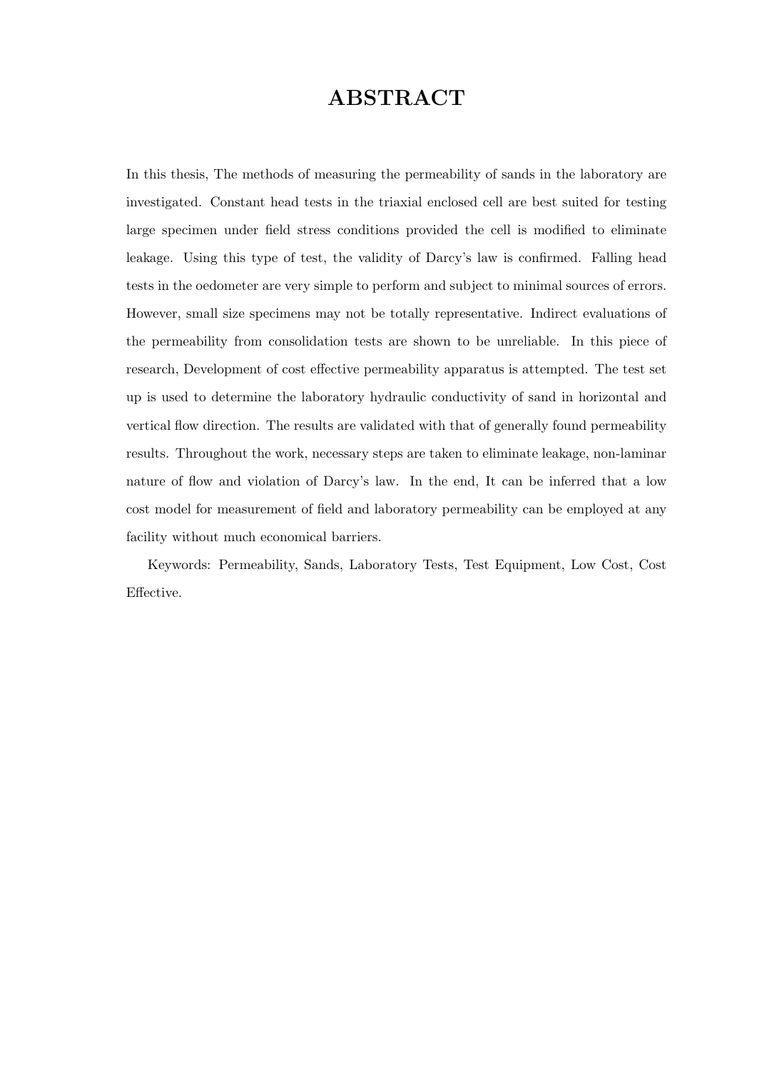# ABSTRACT

In this thesis, The methods of measuring the permeability of sands in the laboratory are investigated. Constant head tests in the triaxial enclosed cell are best suited for testing large specimen under field stress conditions provided the cell is modified to eliminate leakage. Using this type of test, the validity of Darcy's law is confirmed. Falling head tests in the oedometer are very simple to perform and subject to minimal sources of errors. However, small size specimens may not be totally representative. Indirect evaluations of the permeability from consolidation tests are shown to be unreliable. In this piece of research, Development of cost effective permeability apparatus is attempted. The test set up is used to determine the laboratory hydraulic conductivity of sand in horizontal and vertical flow direction. The results are validated with that of generally found permeability results. Throughout the work, necessary steps are taken to eliminate leakage, non-laminar nature of flow and violation of Darcy's law. In the end, It can be inferred that a low cost model for measurement of field and laboratory permeability can be employed at any facility without much economical barriers.

Keywords: Permeability, Sands, Laboratory Tests, Test Equipment, Low Cost, Cost Effective.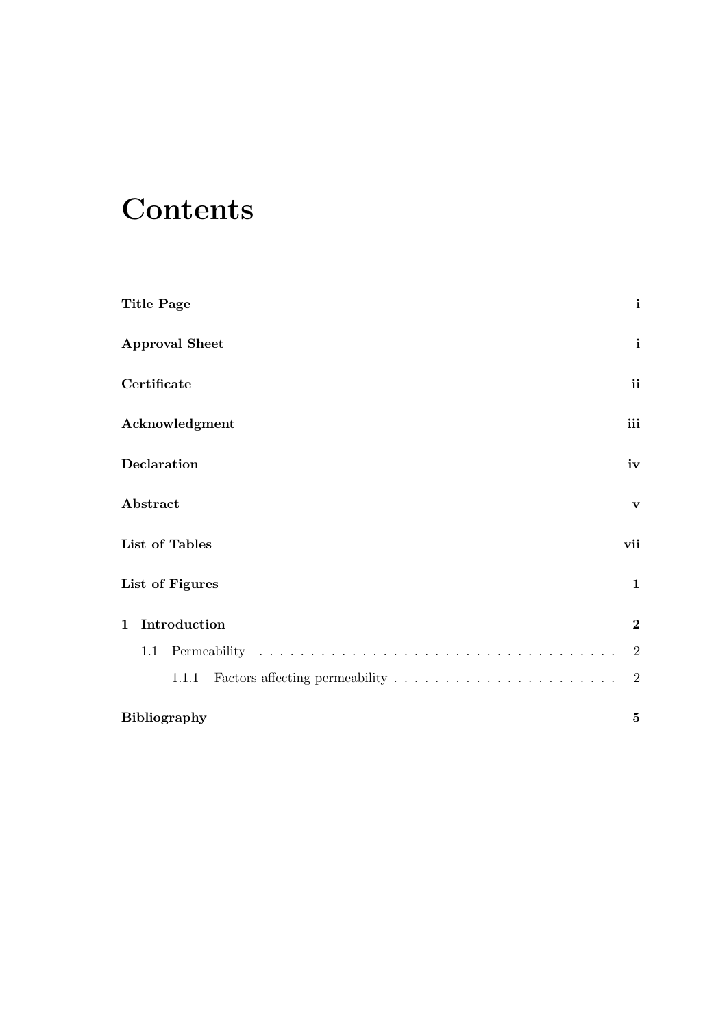# Contents

| | |
|---|---|
| **Title Page** | **i** |
| **Approval Sheet** | **i** |
| **Certificate** | **ii** |
| **Acknowledgment** | **iii** |
| **Declaration** | **iv** |
| **Abstract** | **v** |
| **List of Tables** | **vii** |
| **List of Figures** | **1** |
| **1 Introduction** | **2** |
| 1.1 Permeability | 2 |
| 1.1.1 Factors affecting permeability | 2 |
| **Bibliography** | **5** |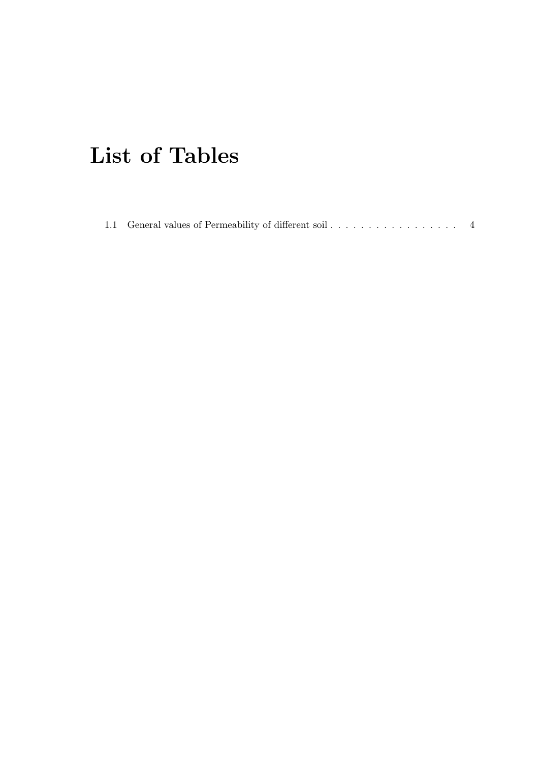# List of Tables

1.1 General values of Permeability of different soil . . . . . . . . . . . . . . . . . . 4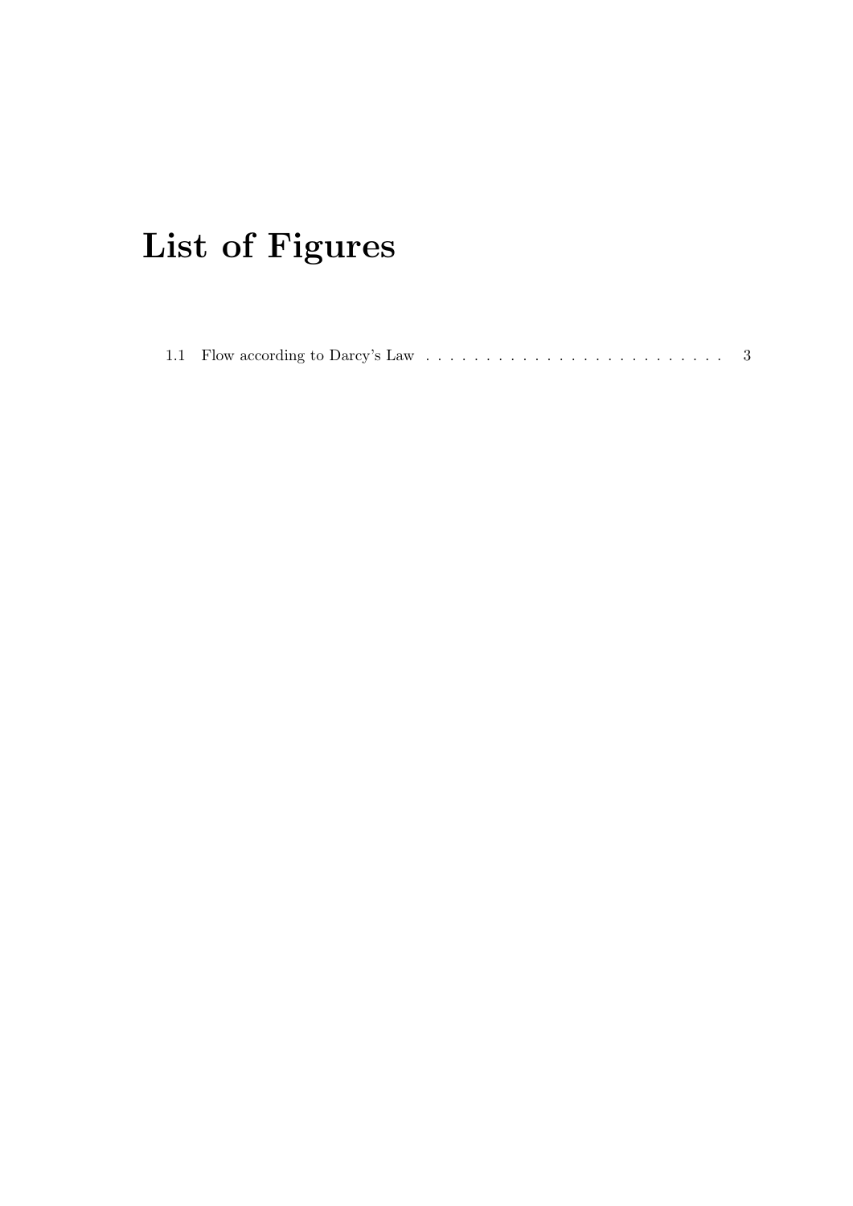# List of Figures

1.1 Flow according to Darcy's Law . . . . . . . . . . . . . . . . . . . . . . . . . . 3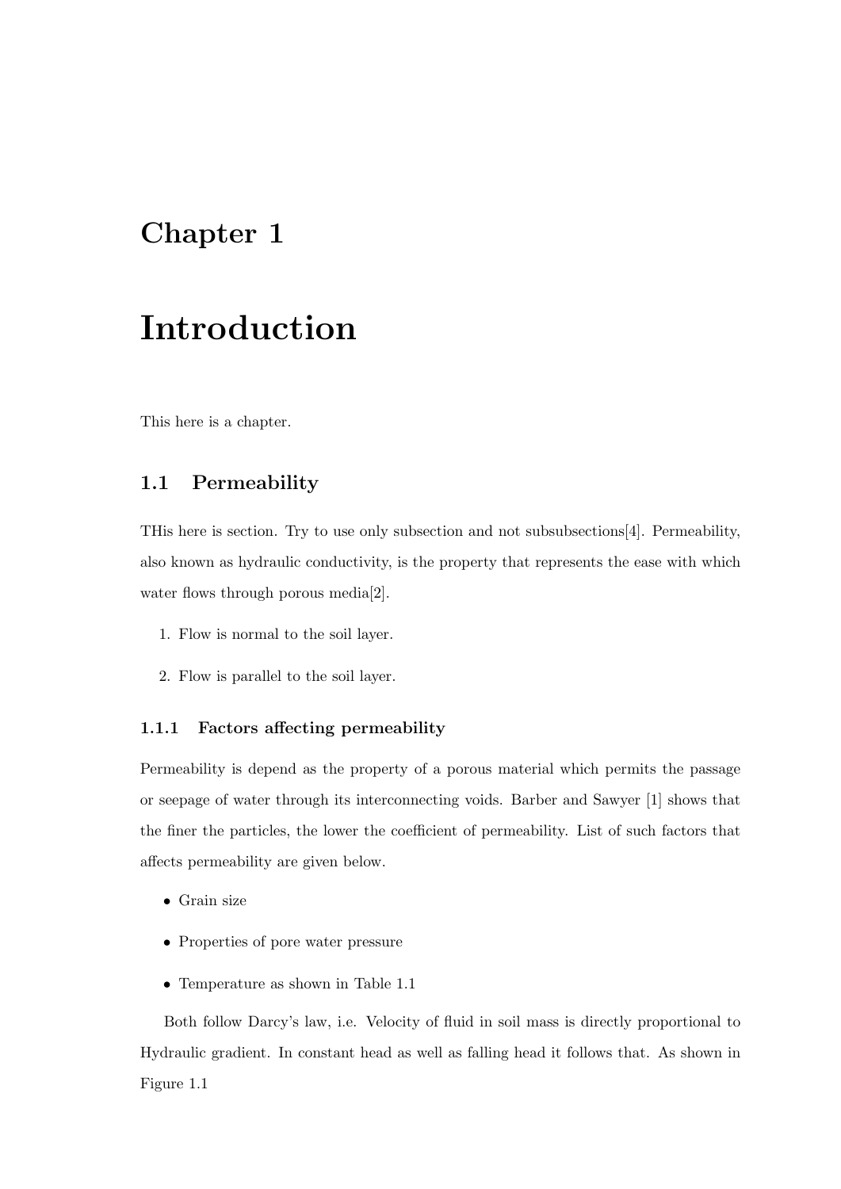# Chapter 1

# Introduction

This here is a chapter.

## 1.1 Permeability

THis here is section. Try to use only subsection and not subsubsections[4]. Permeability, also known as hydraulic conductivity, is the property that represents the ease with which water flows through porous media[2].

1. Flow is normal to the soil layer.
2. Flow is parallel to the soil layer.

### 1.1.1 Factors affecting permeability

Permeability is depend as the property of a porous material which permits the passage or seepage of water through its interconnecting voids. Barber and Sawyer [1] shows that the finer the particles, the lower the coefficient of permeability. List of such factors that affects permeability are given below.

- Grain size
- Properties of pore water pressure
- Temperature as shown in Table 1.1

Both follow Darcy's law, i.e. Velocity of fluid in soil mass is directly proportional to Hydraulic gradient. In constant head as well as falling head it follows that. As shown in Figure 1.1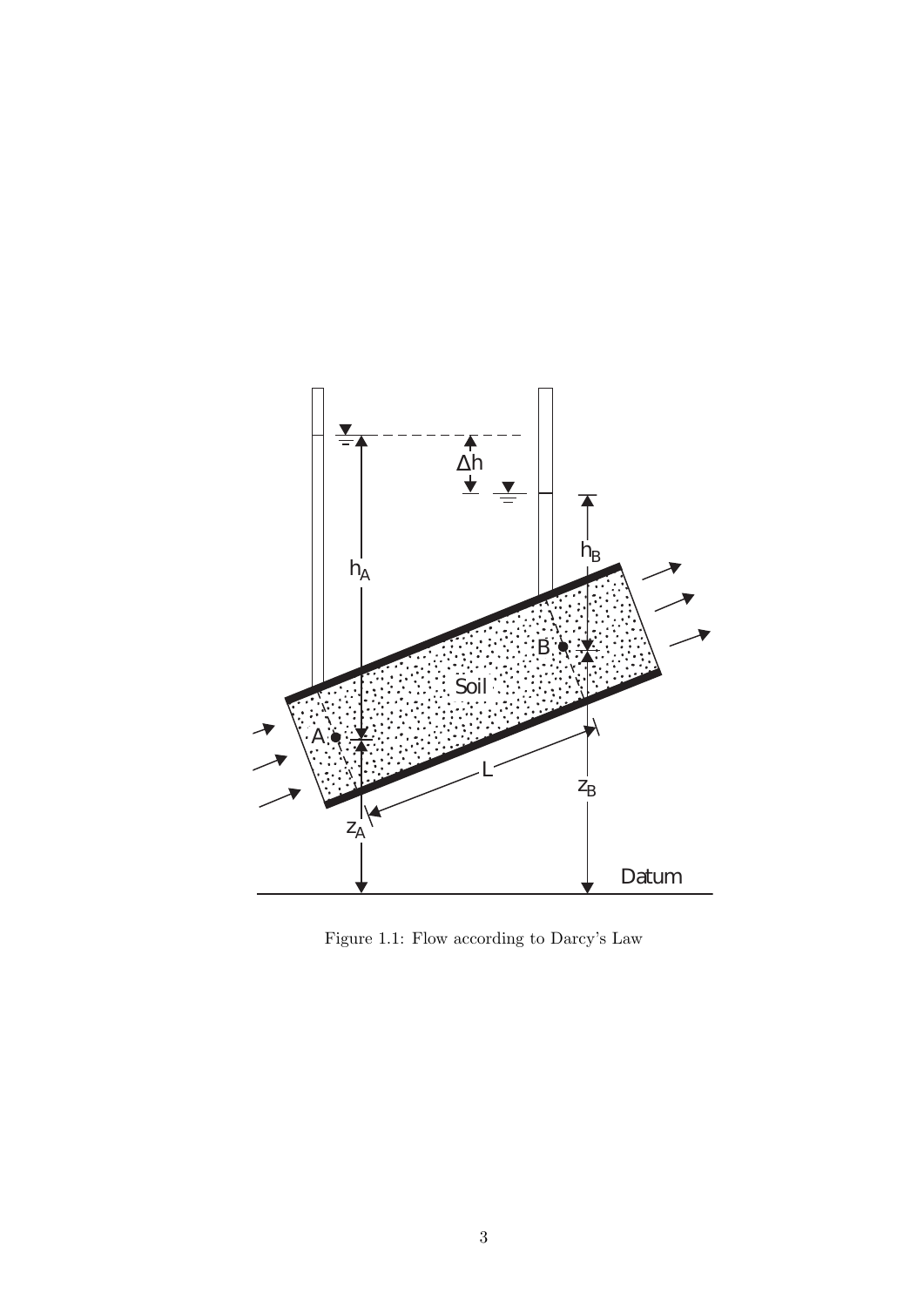Figure 1.1: Flow according to Darcy's Law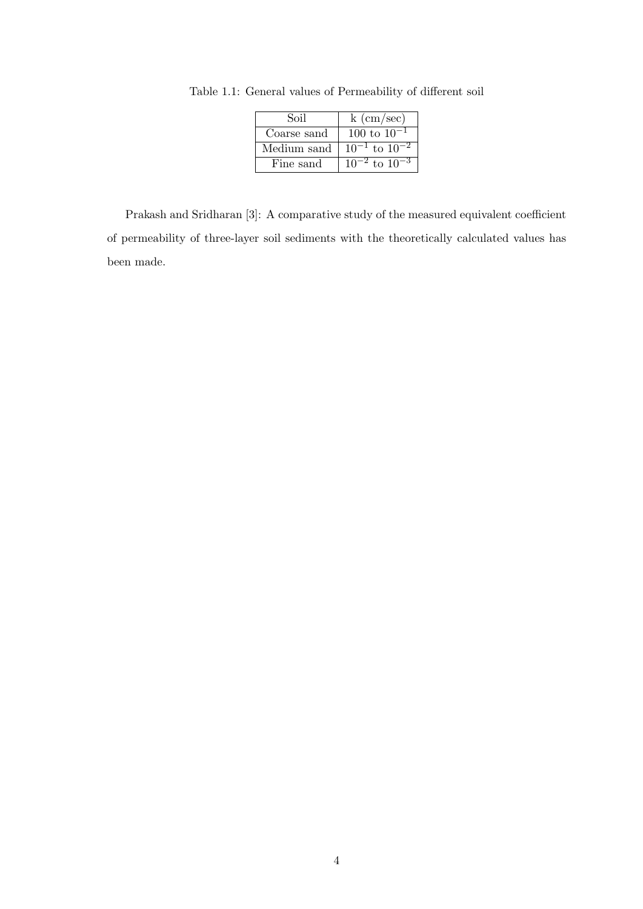Table 1.1: General values of Permeability of different soil

| Soil | k (cm/sec) |
|---|---|
| Coarse sand | 100 to $10^{-1}$ |
| Medium sand | $10^{-1}$ to $10^{-2}$ |
| Fine sand | $10^{-2}$ to $10^{-3}$ |

Prakash and Sridharan [3]: A comparative study of the measured equivalent coefficient of permeability of three-layer soil sediments with the theoretically calculated values has been made.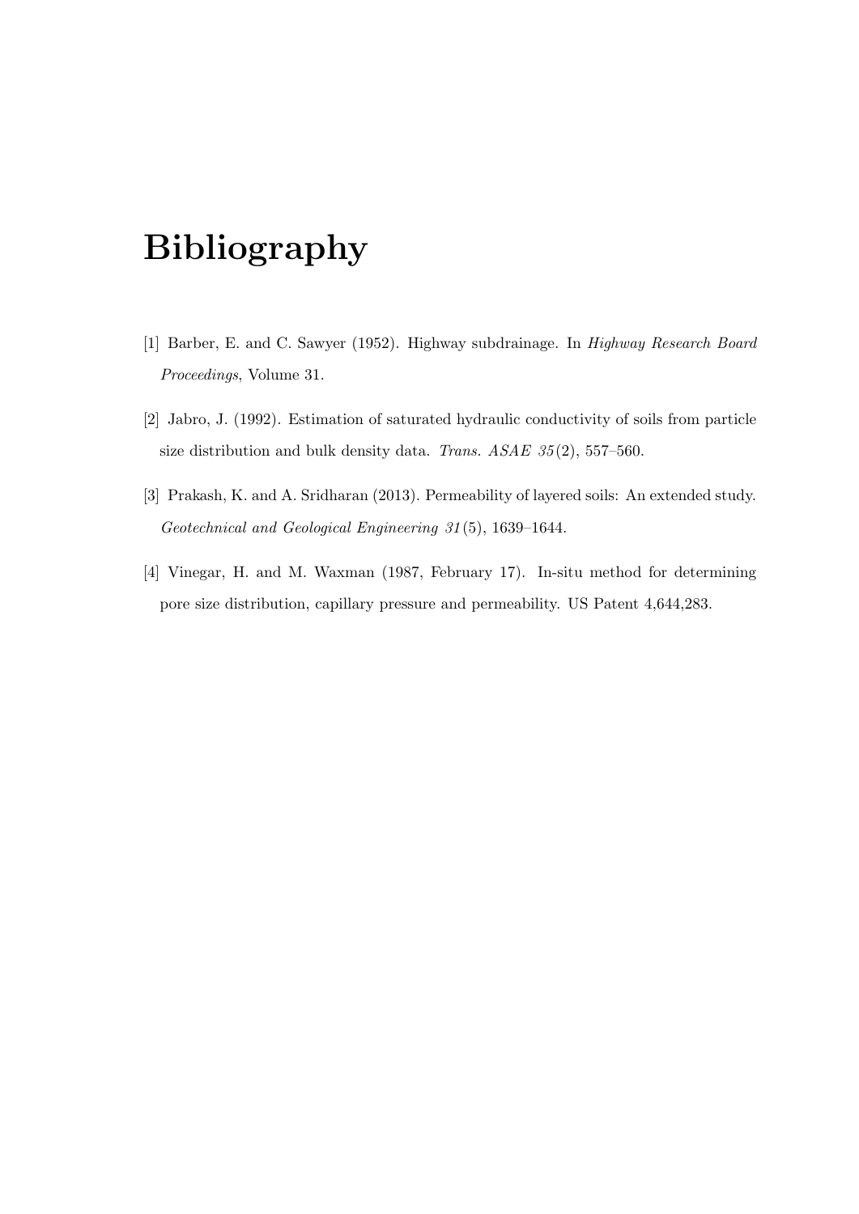# Bibliography

[1] Barber, E. and C. Sawyer (1952). Highway subdrainage. In *Highway Research Board Proceedings*, Volume 31.

[2] Jabro, J. (1992). Estimation of saturated hydraulic conductivity of soils from particle size distribution and bulk density data. *Trans. ASAE 35*(2), 557–560.

[3] Prakash, K. and A. Sridharan (2013). Permeability of layered soils: An extended study. *Geotechnical and Geological Engineering 31*(5), 1639–1644.

[4] Vinegar, H. and M. Waxman (1987, February 17). In-situ method for determining pore size distribution, capillary pressure and permeability. US Patent 4,644,283.